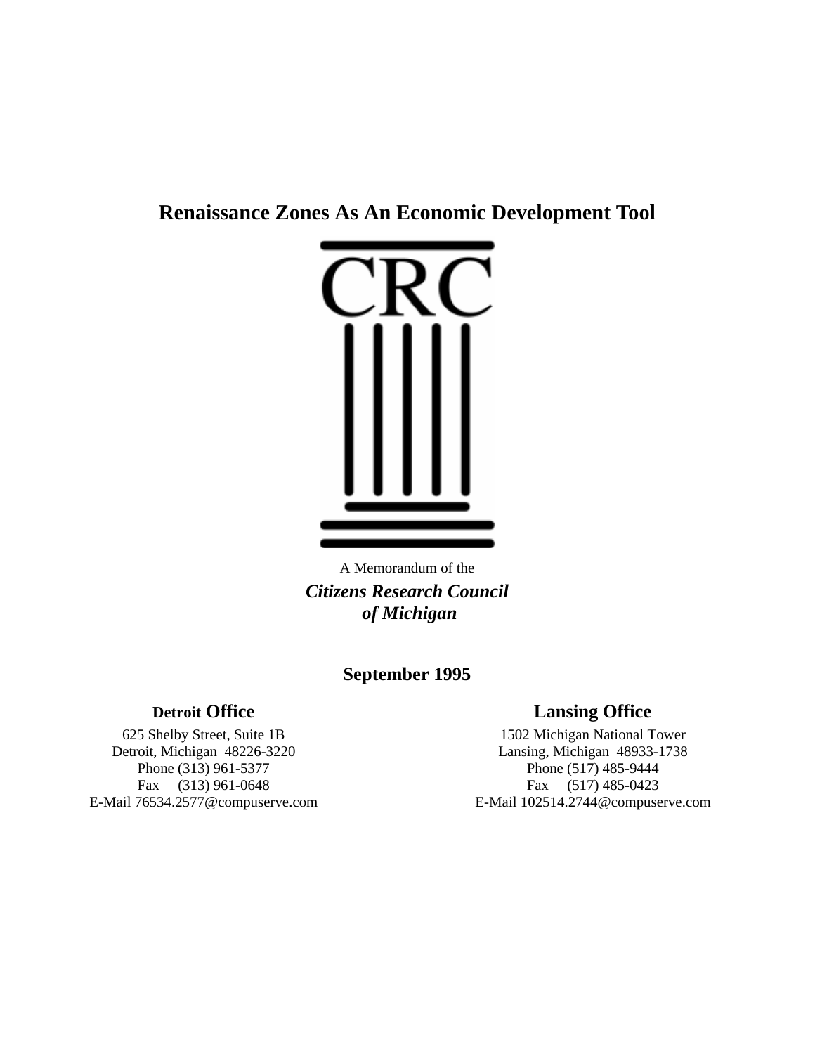# Renaissance Zones As An Economic Development Tool

CRC

A Memorandum of the

***Citizens Research Council of Michigan***

**September 1995**

**Detroit Office**

625 Shelby Street, Suite 1B
Detroit, Michigan 48226-3220
Phone (313) 961-5377
Fax (313) 961-0648
E-Mail 76534.2577@compuserve.com

**Lansing Office**

1502 Michigan National Tower
Lansing, Michigan 48933-1738
Phone (517) 485-9444
Fax (517) 485-0423
E-Mail 102514.2744@compuserve.com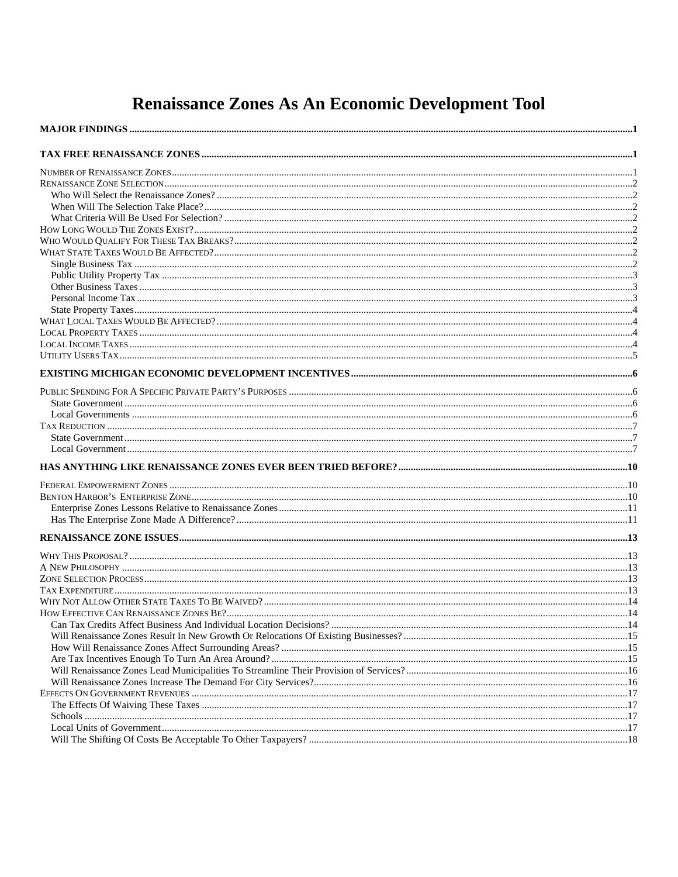# Renaissance Zones As An Economic Development Tool

**MAJOR FINDINGS** ..... 1

**TAX FREE RENAISSANCE ZONES** ..... 1

NUMBER OF RENAISSANCE ZONES ..... 1
RENAISSANCE ZONE SELECTION ..... 2
- Who Will Select the Renaissance Zones? ..... 2
- When Will The Selection Take Place? ..... 2
- What Criteria Will Be Used For Selection? ..... 2

HOW LONG WOULD THE ZONES EXIST? ..... 2
WHO WOULD QUALIFY FOR THESE TAX BREAKS? ..... 2
WHAT STATE TAXES WOULD BE AFFECTED? ..... 2
- Single Business Tax ..... 2
- Public Utility Property Tax ..... 3
- Other Business Taxes ..... 3
- Personal Income Tax ..... 3
- State Property Taxes ..... 4

WHAT LOCAL TAXES WOULD BE AFFECTED? ..... 4
LOCAL PROPERTY TAXES ..... 4
LOCAL INCOME TAXES ..... 4
UTILITY USERS TAX ..... 5

**EXISTING MICHIGAN ECONOMIC DEVELOPMENT INCENTIVES** ..... 6

PUBLIC SPENDING FOR A SPECIFIC PRIVATE PARTY'S PURPOSES ..... 6
- State Government ..... 6
- Local Governments ..... 6

TAX REDUCTION ..... 7
- State Government ..... 7
- Local Government ..... 7

**HAS ANYTHING LIKE RENAISSANCE ZONES EVER BEEN TRIED BEFORE?** ..... 10

FEDERAL EMPOWERMENT ZONES ..... 10
BENTON HARBOR'S ENTERPRISE ZONE ..... 10
- Enterprise Zones Lessons Relative to Renaissance Zones ..... 11
- Has The Enterprise Zone Made A Difference? ..... 11

**RENAISSANCE ZONE ISSUES** ..... 13

WHY THIS PROPOSAL? ..... 13
A NEW PHILOSOPHY ..... 13
ZONE SELECTION PROCESS ..... 13
TAX EXPENDITURE ..... 13
WHY NOT ALLOW OTHER STATE TAXES TO BE WAIVED? ..... 14
HOW EFFECTIVE CAN RENAISSANCE ZONES BE? ..... 14
- Can Tax Credits Affect Business And Individual Location Decisions? ..... 14
- Will Renaissance Zones Result In New Growth Or Relocations Of Existing Businesses? ..... 15
- How Will Renaissance Zones Affect Surrounding Areas? ..... 15
- Are Tax Incentives Enough To Turn An Area Around? ..... 15
- Will Renaissance Zones Lead Municipalities To Streamline Their Provision of Services? ..... 16
- Will Renaissance Zones Increase The Demand For City Services? ..... 16

EFFECTS ON GOVERNMENT REVENUES ..... 17
- The Effects Of Waiving These Taxes ..... 17
- Schools ..... 17
- Local Units of Government ..... 17
- Will The Shifting Of Costs Be Acceptable To Other Taxpayers? ..... 18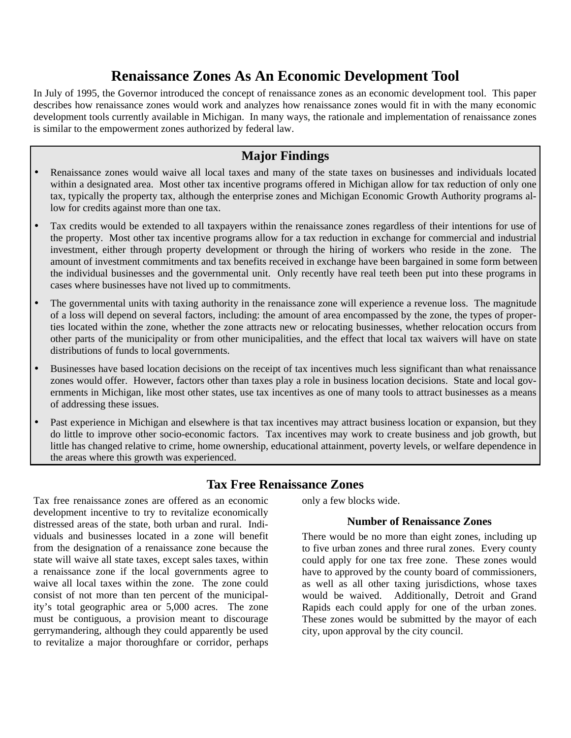# Renaissance Zones As An Economic Development Tool

In July of 1995, the Governor introduced the concept of renaissance zones as an economic development tool. This paper describes how renaissance zones would work and analyzes how renaissance zones would fit in with the many economic development tools currently available in Michigan. In many ways, the rationale and implementation of renaissance zones is similar to the empowerment zones authorized by federal law.

## Major Findings

- Renaissance zones would waive all local taxes and many of the state taxes on businesses and individuals located within a designated area. Most other tax incentive programs offered in Michigan allow for tax reduction of only one tax, typically the property tax, although the enterprise zones and Michigan Economic Growth Authority programs allow for credits against more than one tax.
- Tax credits would be extended to all taxpayers within the renaissance zones regardless of their intentions for use of the property. Most other tax incentive programs allow for a tax reduction in exchange for commercial and industrial investment, either through property development or through the hiring of workers who reside in the zone. The amount of investment commitments and tax benefits received in exchange have been bargained in some form between the individual businesses and the governmental unit. Only recently have real teeth been put into these programs in cases where businesses have not lived up to commitments.
- The governmental units with taxing authority in the renaissance zone will experience a revenue loss. The magnitude of a loss will depend on several factors, including: the amount of area encompassed by the zone, the types of properties located within the zone, whether the zone attracts new or relocating businesses, whether relocation occurs from other parts of the municipality or from other municipalities, and the effect that local tax waivers will have on state distributions of funds to local governments.
- Businesses have based location decisions on the receipt of tax incentives much less significant than what renaissance zones would offer. However, factors other than taxes play a role in business location decisions. State and local governments in Michigan, like most other states, use tax incentives as one of many tools to attract businesses as a means of addressing these issues.
- Past experience in Michigan and elsewhere is that tax incentives may attract business location or expansion, but they do little to improve other socio-economic factors. Tax incentives may work to create business and job growth, but little has changed relative to crime, home ownership, educational attainment, poverty levels, or welfare dependence in the areas where this growth was experienced.

## Tax Free Renaissance Zones

Tax free renaissance zones are offered as an economic development incentive to try to revitalize economically distressed areas of the state, both urban and rural. Individuals and businesses located in a zone will benefit from the designation of a renaissance zone because the state will waive all state taxes, except sales taxes, within a renaissance zone if the local governments agree to waive all local taxes within the zone. The zone could consist of not more than ten percent of the municipality's total geographic area or 5,000 acres. The zone must be contiguous, a provision meant to discourage gerrymandering, although they could apparently be used to revitalize a major thoroughfare or corridor, perhaps only a few blocks wide.

### Number of Renaissance Zones

There would be no more than eight zones, including up to five urban zones and three rural zones. Every county could apply for one tax free zone. These zones would have to approved by the county board of commissioners, as well as all other taxing jurisdictions, whose taxes would be waived. Additionally, Detroit and Grand Rapids each could apply for one of the urban zones. These zones would be submitted by the mayor of each city, upon approval by the city council.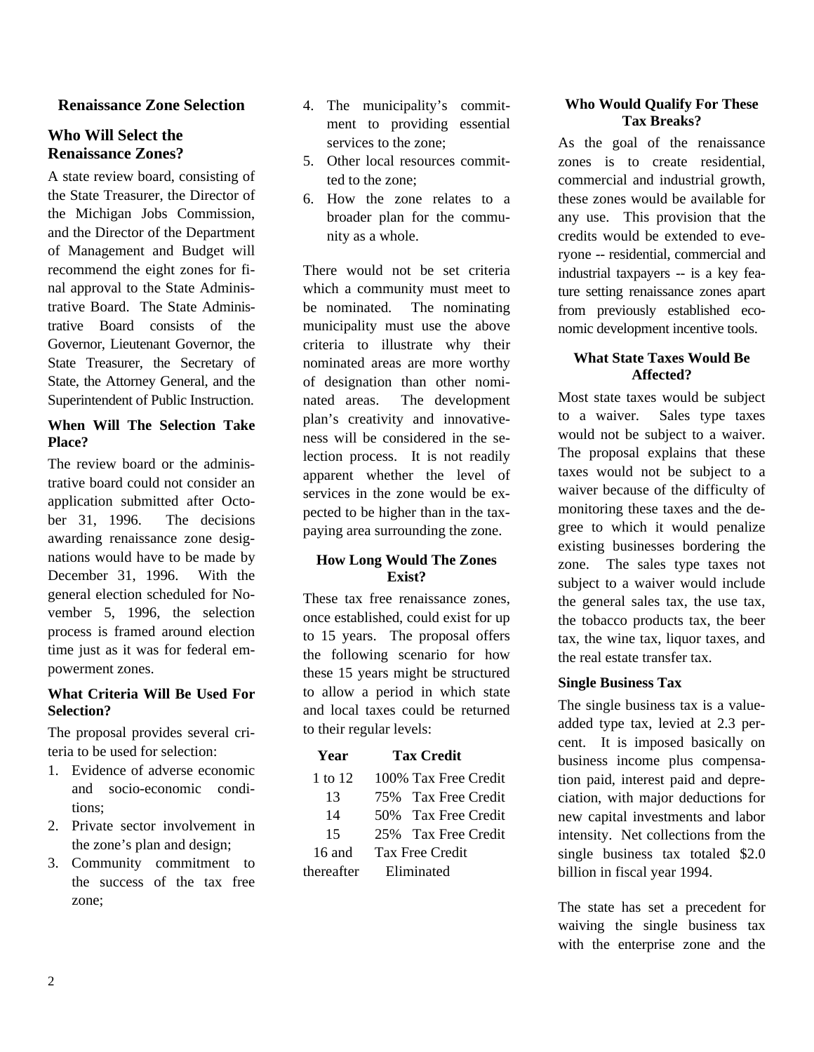## Renaissance Zone Selection

### Who Will Select the Renaissance Zones?

A state review board, consisting of the State Treasurer, the Director of the Michigan Jobs Commission, and the Director of the Department of Management and Budget will recommend the eight zones for final approval to the State Administrative Board. The State Administrative Board consists of the Governor, Lieutenant Governor, the State Treasurer, the Secretary of State, the Attorney General, and the Superintendent of Public Instruction.

#### When Will The Selection Take Place?

The review board or the administrative board could not consider an application submitted after October 31, 1996. The decisions awarding renaissance zone designations would have to be made by December 31, 1996. With the general election scheduled for November 5, 1996, the selection process is framed around election time just as it was for federal empowerment zones.

#### What Criteria Will Be Used For Selection?

The proposal provides several criteria to be used for selection:

1. Evidence of adverse economic and socio-economic conditions;
2. Private sector involvement in the zone's plan and design;
3. Community commitment to the success of the tax free zone;
4. The municipality's commitment to providing essential services to the zone;
5. Other local resources committed to the zone;
6. How the zone relates to a broader plan for the community as a whole.

There would not be set criteria which a community must meet to be nominated. The nominating municipality must use the above criteria to illustrate why their nominated areas are more worthy of designation than other nominated areas. The development plan's creativity and innovativeness will be considered in the selection process. It is not readily apparent whether the level of services in the zone would be expected to be higher than in the taxpaying area surrounding the zone.

#### How Long Would The Zones Exist?

These tax free renaissance zones, once established, could exist for up to 15 years. The proposal offers the following scenario for how these 15 years might be structured to allow a period in which state and local taxes could be returned to their regular levels:

| Year | Tax Credit |
|---|---|
| 1 to 12 | 100% Tax Free Credit |
| 13 | 75% Tax Free Credit |
| 14 | 50% Tax Free Credit |
| 15 | 25% Tax Free Credit |
| 16 and thereafter | Tax Free Credit Eliminated |

#### Who Would Qualify For These Tax Breaks?

As the goal of the renaissance zones is to create residential, commercial and industrial growth, these zones would be available for any use. This provision that the credits would be extended to everyone -- residential, commercial and industrial taxpayers -- is a key feature setting renaissance zones apart from previously established economic development incentive tools.

#### What State Taxes Would Be Affected?

Most state taxes would be subject to a waiver. Sales type taxes would not be subject to a waiver. The proposal explains that these taxes would not be subject to a waiver because of the difficulty of monitoring these taxes and the degree to which it would penalize existing businesses bordering the zone. The sales type taxes not subject to a waiver would include the general sales tax, the use tax, the tobacco products tax, the beer tax, the wine tax, liquor taxes, and the real estate transfer tax.

#### Single Business Tax

The single business tax is a value-added type tax, levied at 2.3 percent. It is imposed basically on business income plus compensation paid, interest paid and depreciation, with major deductions for new capital investments and labor intensity. Net collections from the single business tax totaled $2.0 billion in fiscal year 1994.

The state has set a precedent for waiving the single business tax with the enterprise zone and the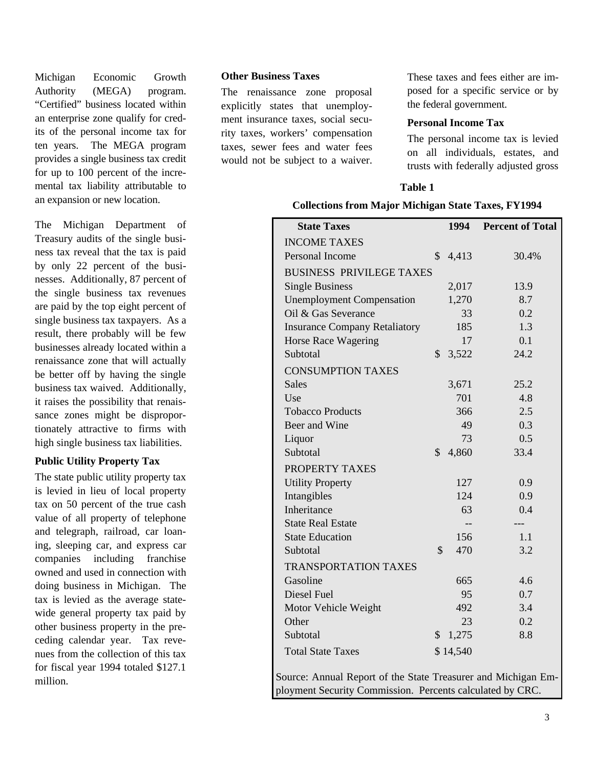Michigan Economic Growth Authority (MEGA) program. "Certified" business located within an enterprise zone qualify for credits of the personal income tax for ten years. The MEGA program provides a single business tax credit for up to 100 percent of the incremental tax liability attributable to an expansion or new location.

The Michigan Department of Treasury audits of the single business tax reveal that the tax is paid by only 22 percent of the businesses. Additionally, 87 percent of the single business tax revenues are paid by the top eight percent of single business tax taxpayers. As a result, there probably will be few businesses already located within a renaissance zone that will actually be better off by having the single business tax waived. Additionally, it raises the possibility that renaissance zones might be disproportionately attractive to firms with high single business tax liabilities.

**Public Utility Property Tax**

The state public utility property tax is levied in lieu of local property tax on 50 percent of the true cash value of all property of telephone and telegraph, railroad, car loaning, sleeping car, and express car companies including franchise owned and used in connection with doing business in Michigan. The tax is levied as the average statewide general property tax paid by other business property in the preceding calendar year. Tax revenues from the collection of this tax for fiscal year 1994 totaled $127.1 million.

**Other Business Taxes**

The renaissance zone proposal explicitly states that unemployment insurance taxes, social security taxes, workers' compensation taxes, sewer fees and water fees would not be subject to a waiver. These taxes and fees either are imposed for a specific service or by the federal government.

**Personal Income Tax**

The personal income tax is levied on all individuals, estates, and trusts with federally adjusted gross

**Table 1**

**Collections from Major Michigan State Taxes, FY1994**

| State Taxes | 1994 | Percent of Total |
|---|---|---|
| INCOME TAXES | | |
| Personal Income | $ 4,413 | 30.4% |
| BUSINESS PRIVILEGE TAXES | | |
| Single Business | 2,017 | 13.9 |
| Unemployment Compensation | 1,270 | 8.7 |
| Oil & Gas Severance | 33 | 0.2 |
| Insurance Company Retaliatory | 185 | 1.3 |
| Horse Race Wagering | 17 | 0.1 |
| Subtotal | $ 3,522 | 24.2 |
| CONSUMPTION TAXES | | |
| Sales | 3,671 | 25.2 |
| Use | 701 | 4.8 |
| Tobacco Products | 366 | 2.5 |
| Beer and Wine | 49 | 0.3 |
| Liquor | 73 | 0.5 |
| Subtotal | $ 4,860 | 33.4 |
| PROPERTY TAXES | | |
| Utility Property | 127 | 0.9 |
| Intangibles | 124 | 0.9 |
| Inheritance | 63 | 0.4 |
| State Real Estate | -- | --- |
| State Education | 156 | 1.1 |
| Subtotal | $ 470 | 3.2 |
| TRANSPORTATION TAXES | | |
| Gasoline | 665 | 4.6 |
| Diesel Fuel | 95 | 0.7 |
| Motor Vehicle Weight | 492 | 3.4 |
| Other | 23 | 0.2 |
| Subtotal | $ 1,275 | 8.8 |
| Total State Taxes | $ 14,540 | |

Source: Annual Report of the State Treasurer and Michigan Employment Security Commission. Percents calculated by CRC.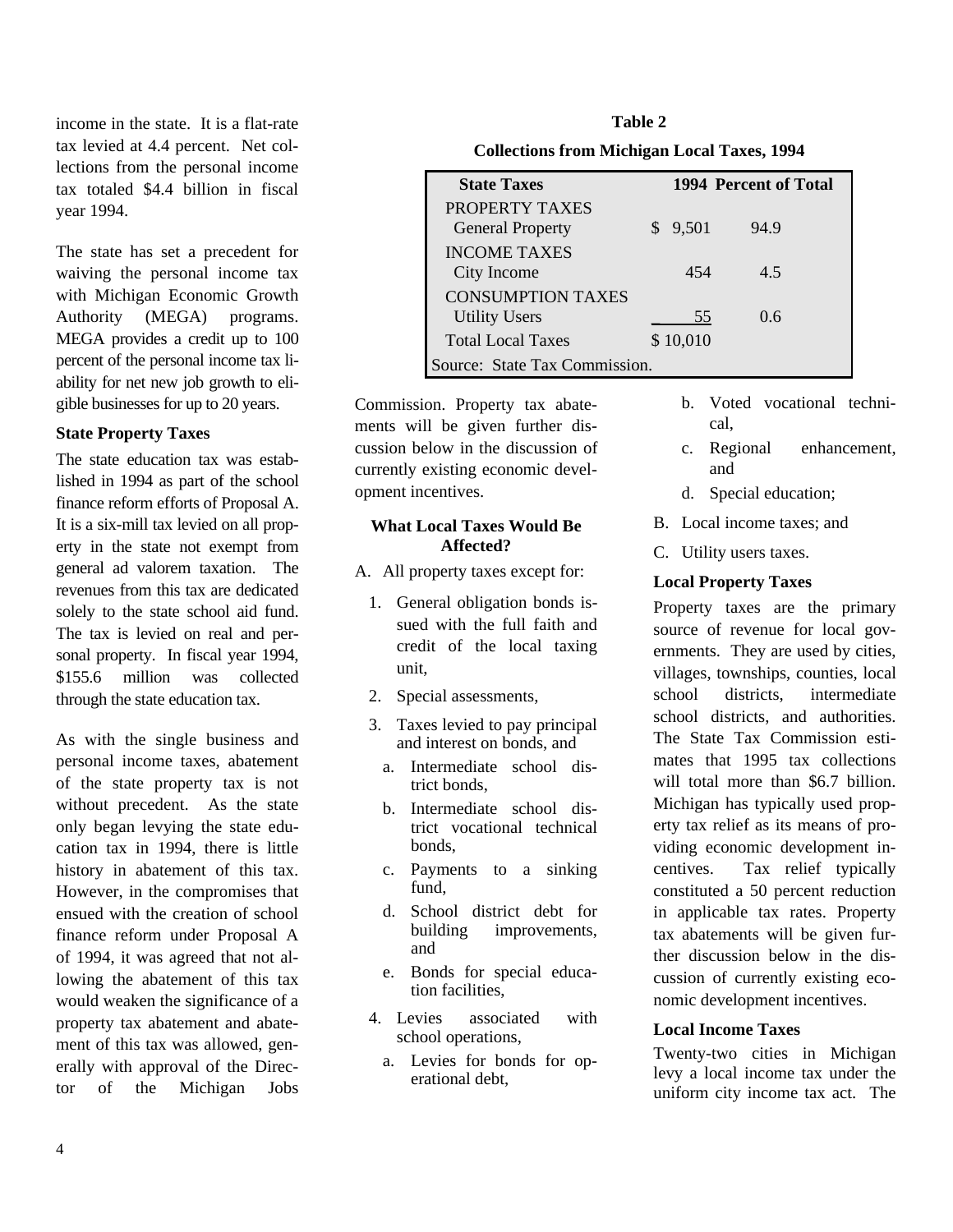income in the state. It is a flat-rate tax levied at 4.4 percent. Net collections from the personal income tax totaled $4.4 billion in fiscal year 1994.

The state has set a precedent for waiving the personal income tax with Michigan Economic Growth Authority (MEGA) programs. MEGA provides a credit up to 100 percent of the personal income tax liability for net new job growth to eligible businesses for up to 20 years.

### State Property Taxes

The state education tax was established in 1994 as part of the school finance reform efforts of Proposal A. It is a six-mill tax levied on all property in the state not exempt from general ad valorem taxation. The revenues from this tax are dedicated solely to the state school aid fund. The tax is levied on real and personal property. In fiscal year 1994, $155.6 million was collected through the state education tax.

As with the single business and personal income taxes, abatement of the state property tax is not without precedent. As the state only began levying the state education tax in 1994, there is little history in abatement of this tax. However, in the compromises that ensued with the creation of school finance reform under Proposal A of 1994, it was agreed that not allowing the abatement of this tax would weaken the significance of a property tax abatement and abatement of this tax was allowed, generally with approval of the Director of the Michigan Jobs Commission. Property tax abatements will be given further discussion below in the discussion of currently existing economic development incentives.

**Table 2**

**Collections from Michigan Local Taxes, 1994**

| State Taxes | 1994 | Percent of Total |
|---|---|---|
| PROPERTY TAXES | | |
| General Property | $ 9,501 | 94.9 |
| INCOME TAXES | | |
| City Income | 454 | 4.5 |
| CONSUMPTION TAXES | | |
| Utility Users | 55 | 0.6 |
| Total Local Taxes | $ 10,010 | |

Source: State Tax Commission.

### What Local Taxes Would Be Affected?

A. All property taxes except for:
   1. General obligation bonds issued with the full faith and credit of the local taxing unit,
   2. Special assessments,
   3. Taxes levied to pay principal and interest on bonds, and
      a. Intermediate school district bonds,
      b. Intermediate school district vocational technical bonds,
      c. Payments to a sinking fund,
      d. School district debt for building improvements, and
      e. Bonds for special education facilities,
   4. Levies associated with school operations,
      a. Levies for bonds for operational debt,
      b. Voted vocational technical,
      c. Regional enhancement, and
      d. Special education;

B. Local income taxes; and

C. Utility users taxes.

### Local Property Taxes

Property taxes are the primary source of revenue for local governments. They are used by cities, villages, townships, counties, local school districts, intermediate school districts, and authorities. The State Tax Commission estimates that 1995 tax collections will total more than $6.7 billion. Michigan has typically used property tax relief as its means of providing economic development incentives. Tax relief typically constituted a 50 percent reduction in applicable tax rates. Property tax abatements will be given further discussion below in the discussion of currently existing economic development incentives.

### Local Income Taxes

Twenty-two cities in Michigan levy a local income tax under the uniform city income tax act. The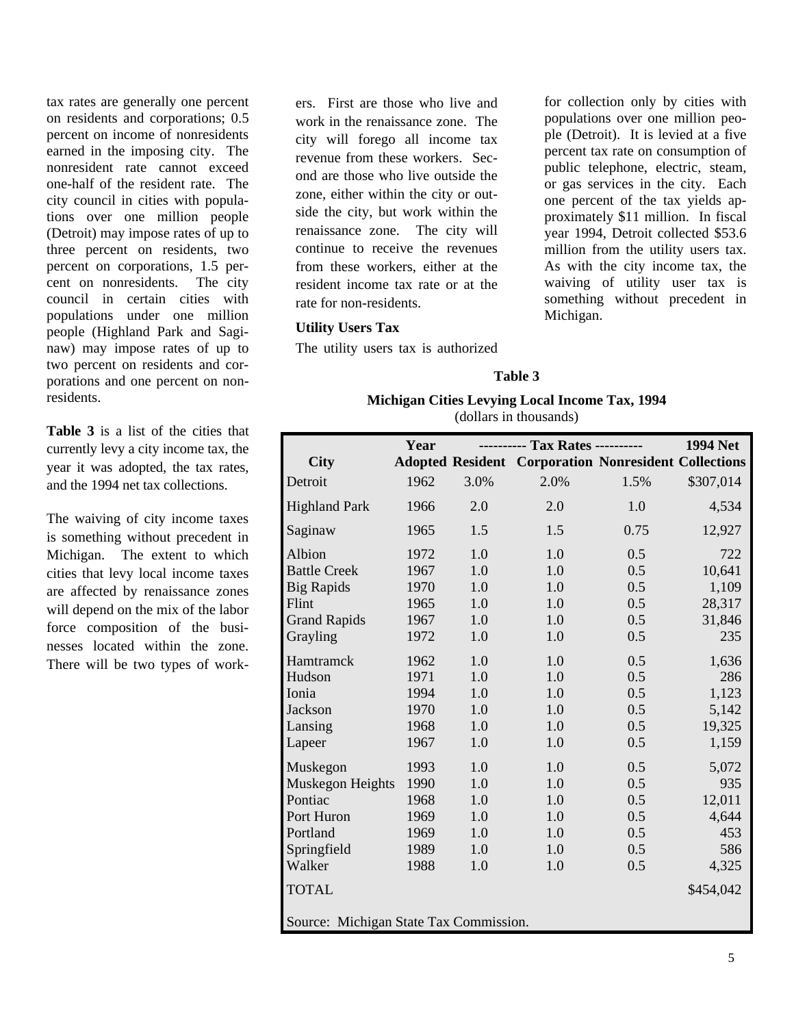tax rates are generally one percent on residents and corporations; 0.5 percent on income of nonresidents earned in the imposing city. The nonresident rate cannot exceed one-half of the resident rate. The city council in cities with populations over one million people (Detroit) may impose rates of up to three percent on residents, two percent on corporations, 1.5 percent on nonresidents. The city council in certain cities with populations under one million people (Highland Park and Saginaw) may impose rates of up to two percent on residents and corporations and one percent on nonresidents.

**Table 3** is a list of the cities that currently levy a city income tax, the year it was adopted, the tax rates, and the 1994 net tax collections.

The waiving of city income taxes is something without precedent in Michigan. The extent to which cities that levy local income taxes are affected by renaissance zones will depend on the mix of the labor force composition of the businesses located within the zone. There will be two types of workers. First are those who live and work in the renaissance zone. The city will forego all income tax revenue from these workers. Second are those who live outside the zone, either within the city or outside the city, but work within the renaissance zone. The city will continue to receive the revenues from these workers, either at the resident income tax rate or at the rate for non-residents.

### Utility Users Tax

The utility users tax is authorized for collection only by cities with populations over one million people (Detroit). It is levied at a five percent tax rate on consumption of public telephone, electric, steam, or gas services in the city. Each one percent of the tax yields approximately $11 million. In fiscal year 1994, Detroit collected $53.6 million from the utility users tax. As with the city income tax, the waiving of utility user tax is something without precedent in Michigan.

**Table 3**

**Michigan Cities Levying Local Income Tax, 1994**
(dollars in thousands)

| City | Year Adopted | Tax Rates: Resident | Tax Rates: Corporation | Tax Rates: Nonresident | 1994 Net Collections |
|---|---|---|---|---|---|
| Detroit | 1962 | 3.0% | 2.0% | 1.5% | $307,014 |
| Highland Park | 1966 | 2.0 | 2.0 | 1.0 | 4,534 |
| Saginaw | 1965 | 1.5 | 1.5 | 0.75 | 12,927 |
| Albion | 1972 | 1.0 | 1.0 | 0.5 | 722 |
| Battle Creek | 1967 | 1.0 | 1.0 | 0.5 | 10,641 |
| Big Rapids | 1970 | 1.0 | 1.0 | 0.5 | 1,109 |
| Flint | 1965 | 1.0 | 1.0 | 0.5 | 28,317 |
| Grand Rapids | 1967 | 1.0 | 1.0 | 0.5 | 31,846 |
| Grayling | 1972 | 1.0 | 1.0 | 0.5 | 235 |
| Hamtramck | 1962 | 1.0 | 1.0 | 0.5 | 1,636 |
| Hudson | 1971 | 1.0 | 1.0 | 0.5 | 286 |
| Ionia | 1994 | 1.0 | 1.0 | 0.5 | 1,123 |
| Jackson | 1970 | 1.0 | 1.0 | 0.5 | 5,142 |
| Lansing | 1968 | 1.0 | 1.0 | 0.5 | 19,325 |
| Lapeer | 1967 | 1.0 | 1.0 | 0.5 | 1,159 |
| Muskegon | 1993 | 1.0 | 1.0 | 0.5 | 5,072 |
| Muskegon Heights | 1990 | 1.0 | 1.0 | 0.5 | 935 |
| Pontiac | 1968 | 1.0 | 1.0 | 0.5 | 12,011 |
| Port Huron | 1969 | 1.0 | 1.0 | 0.5 | 4,644 |
| Portland | 1969 | 1.0 | 1.0 | 0.5 | 453 |
| Springfield | 1989 | 1.0 | 1.0 | 0.5 | 586 |
| Walker | 1988 | 1.0 | 1.0 | 0.5 | 4,325 |
| TOTAL | | | | | $454,042 |

Source: Michigan State Tax Commission.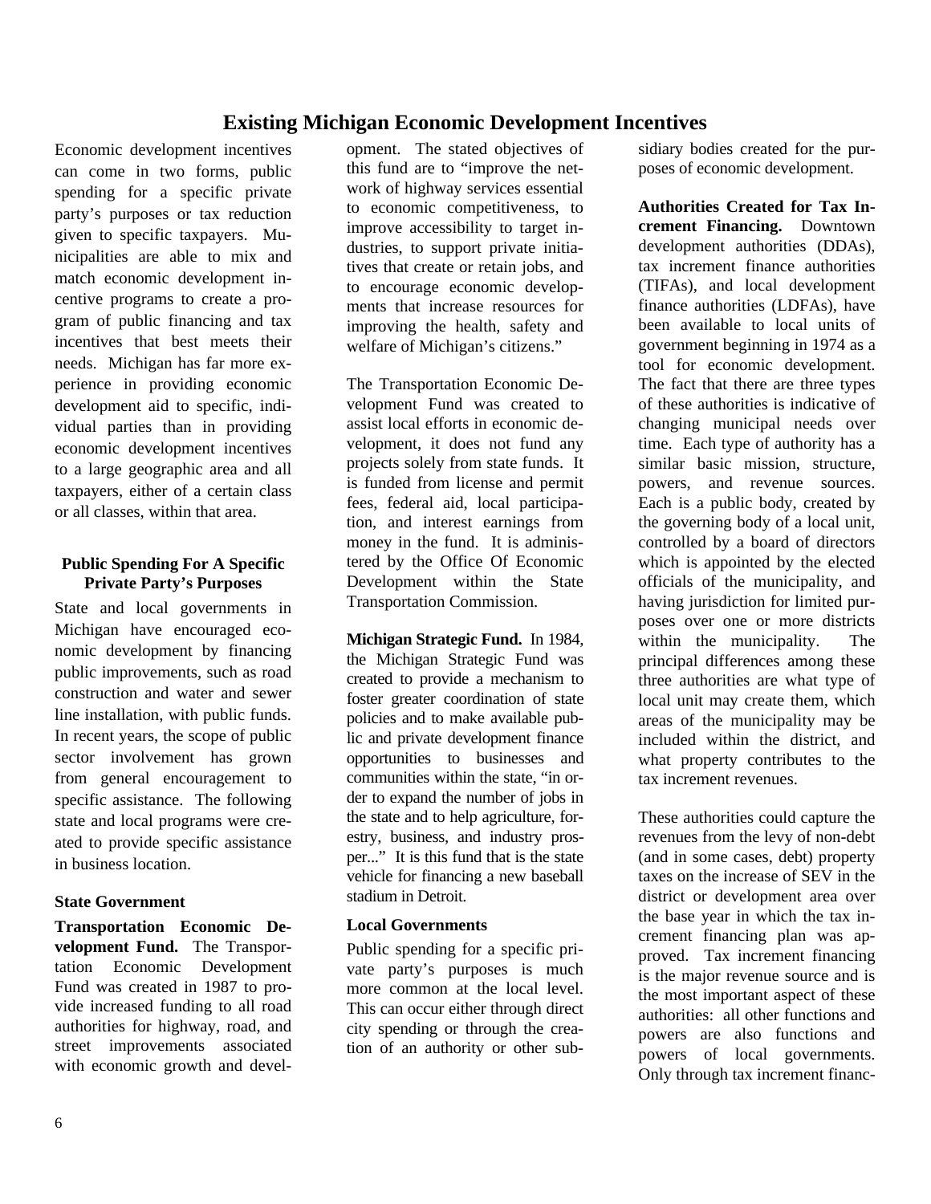# Existing Michigan Economic Development Incentives

Economic development incentives can come in two forms, public spending for a specific private party's purposes or tax reduction given to specific taxpayers. Municipalities are able to mix and match economic development incentive programs to create a program of public financing and tax incentives that best meets their needs. Michigan has far more experience in providing economic development aid to specific, individual parties than in providing economic development incentives to a large geographic area and all taxpayers, either of a certain class or all classes, within that area.

## Public Spending For A Specific Private Party's Purposes

State and local governments in Michigan have encouraged economic development by financing public improvements, such as road construction and water and sewer line installation, with public funds. In recent years, the scope of public sector involvement has grown from general encouragement to specific assistance. The following state and local programs were created to provide specific assistance in business location.

### State Government

**Transportation Economic Development Fund.** The Transportation Economic Development Fund was created in 1987 to provide increased funding to all road authorities for highway, road, and street improvements associated with economic growth and development. The stated objectives of this fund are to "improve the network of highway services essential to economic competitiveness, to improve accessibility to target industries, to support private initiatives that create or retain jobs, and to encourage economic developments that increase resources for improving the health, safety and welfare of Michigan's citizens."

The Transportation Economic Development Fund was created to assist local efforts in economic development, it does not fund any projects solely from state funds. It is funded from license and permit fees, federal aid, local participation, and interest earnings from money in the fund. It is administered by the Office Of Economic Development within the State Transportation Commission.

**Michigan Strategic Fund.** In 1984, the Michigan Strategic Fund was created to provide a mechanism to foster greater coordination of state policies and to make available public and private development finance opportunities to businesses and communities within the state, "in order to expand the number of jobs in the state and to help agriculture, forestry, business, and industry prosper..." It is this fund that is the state vehicle for financing a new baseball stadium in Detroit.

### Local Governments

Public spending for a specific private party's purposes is much more common at the local level. This can occur either through direct city spending or through the creation of an authority or other subsidiary bodies created for the purposes of economic development.

**Authorities Created for Tax Increment Financing.** Downtown development authorities (DDAs), tax increment finance authorities (TIFAs), and local development finance authorities (LDFAs), have been available to local units of government beginning in 1974 as a tool for economic development. The fact that there are three types of these authorities is indicative of changing municipal needs over time. Each type of authority has a similar basic mission, structure, powers, and revenue sources. Each is a public body, created by the governing body of a local unit, controlled by a board of directors which is appointed by the elected officials of the municipality, and having jurisdiction for limited purposes over one or more districts within the municipality. The principal differences among these three authorities are what type of local unit may create them, which areas of the municipality may be included within the district, and what property contributes to the tax increment revenues.

These authorities could capture the revenues from the levy of non-debt (and in some cases, debt) property taxes on the increase of SEV in the district or development area over the base year in which the tax increment financing plan was approved. Tax increment financing is the major revenue source and is the most important aspect of these authorities: all other functions and powers are also functions and powers of local governments. Only through tax increment financ-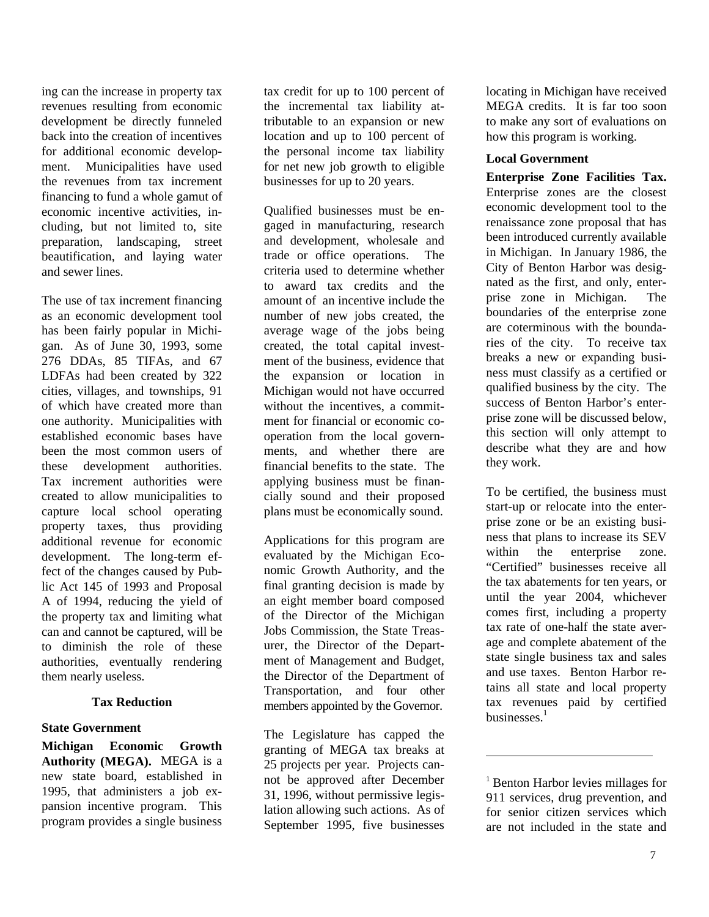ing can the increase in property tax revenues resulting from economic development be directly funneled back into the creation of incentives for additional economic development. Municipalities have used the revenues from tax increment financing to fund a whole gamut of economic incentive activities, including, but not limited to, site preparation, landscaping, street beautification, and laying water and sewer lines.

The use of tax increment financing as an economic development tool has been fairly popular in Michigan. As of June 30, 1993, some 276 DDAs, 85 TIFAs, and 67 LDFAs had been created by 322 cities, villages, and townships, 91 of which have created more than one authority. Municipalities with established economic bases have been the most common users of these development authorities. Tax increment authorities were created to allow municipalities to capture local school operating property taxes, thus providing additional revenue for economic development. The long-term effect of the changes caused by Public Act 145 of 1993 and Proposal A of 1994, reducing the yield of the property tax and limiting what can and cannot be captured, will be to diminish the role of these authorities, eventually rendering them nearly useless.

## Tax Reduction

### State Government

**Michigan Economic Growth Authority (MEGA).** MEGA is a new state board, established in 1995, that administers a job expansion incentive program. This program provides a single business tax credit for up to 100 percent of the incremental tax liability attributable to an expansion or new location and up to 100 percent of the personal income tax liability for net new job growth to eligible businesses for up to 20 years.

Qualified businesses must be engaged in manufacturing, research and development, wholesale and trade or office operations. The criteria used to determine whether to award tax credits and the amount of an incentive include the number of new jobs created, the average wage of the jobs being created, the total capital investment of the business, evidence that the expansion or location in Michigan would not have occurred without the incentives, a commitment for financial or economic cooperation from the local governments, and whether there are financial benefits to the state. The applying business must be financially sound and their proposed plans must be economically sound.

Applications for this program are evaluated by the Michigan Economic Growth Authority, and the final granting decision is made by an eight member board composed of the Director of the Michigan Jobs Commission, the State Treasurer, the Director of the Department of Management and Budget, the Director of the Department of Transportation, and four other members appointed by the Governor.

The Legislature has capped the granting of MEGA tax breaks at 25 projects per year. Projects cannot be approved after December 31, 1996, without permissive legislation allowing such actions. As of September 1995, five businesses locating in Michigan have received MEGA credits. It is far too soon to make any sort of evaluations on how this program is working.

### Local Government

**Enterprise Zone Facilities Tax.** Enterprise zones are the closest economic development tool to the renaissance zone proposal that has been introduced currently available in Michigan. In January 1986, the City of Benton Harbor was designated as the first, and only, enterprise zone in Michigan. The boundaries of the enterprise zone are coterminous with the boundaries of the city. To receive tax breaks a new or expanding business must classify as a certified or qualified business by the city. The success of Benton Harbor's enterprise zone will be discussed below, this section will only attempt to describe what they are and how they work.

To be certified, the business must start-up or relocate into the enterprise zone or be an existing business that plans to increase its SEV within the enterprise zone. "Certified" businesses receive all the tax abatements for ten years, or until the year 2004, whichever comes first, including a property tax rate of one-half the state average and complete abatement of the state single business tax and sales and use taxes. Benton Harbor retains all state and local property tax revenues paid by certified businesses.[1]

[1] Benton Harbor levies millages for 911 services, drug prevention, and for senior citizen services which are not included in the state and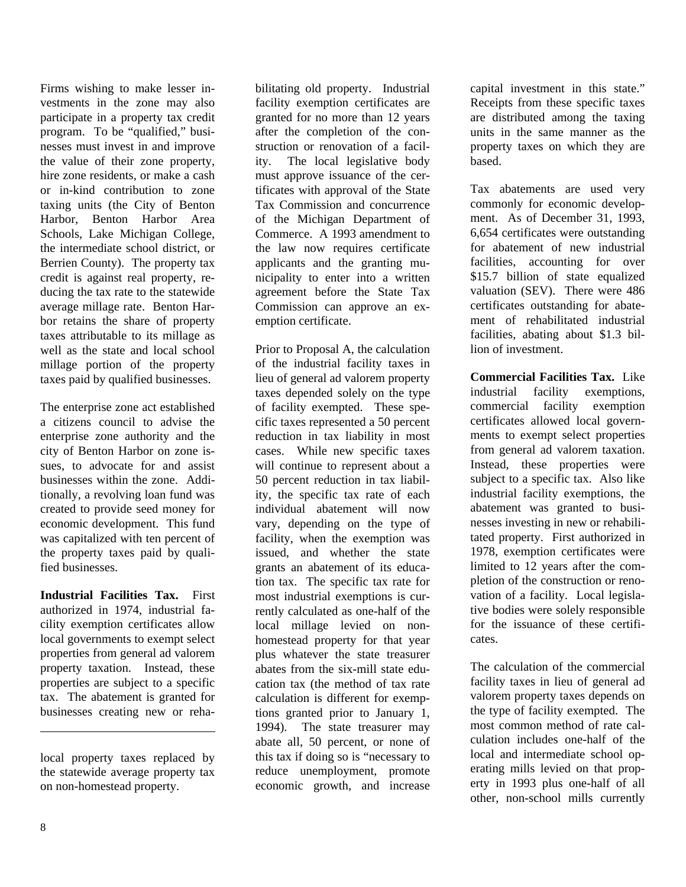Firms wishing to make lesser investments in the zone may also participate in a property tax credit program. To be "qualified," businesses must invest in and improve the value of their zone property, hire zone residents, or make a cash or in-kind contribution to zone taxing units (the City of Benton Harbor, Benton Harbor Area Schools, Lake Michigan College, the intermediate school district, or Berrien County). The property tax credit is against real property, reducing the tax rate to the statewide average millage rate. Benton Harbor retains the share of property taxes attributable to its millage as well as the state and local school millage portion of the property taxes paid by qualified businesses.

The enterprise zone act established a citizens council to advise the enterprise zone authority and the city of Benton Harbor on zone issues, to advocate for and assist businesses within the zone. Additionally, a revolving loan fund was created to provide seed money for economic development. This fund was capitalized with ten percent of the property taxes paid by qualified businesses.

**Industrial Facilities Tax.** First authorized in 1974, industrial facility exemption certificates allow local governments to exempt select properties from general ad valorem property taxation. Instead, these properties are subject to a specific tax. The abatement is granted for businesses creating new or rehabilitating old property. Industrial facility exemption certificates are granted for no more than 12 years after the completion of the construction or renovation of a facility. The local legislative body must approve issuance of the certificates with approval of the State Tax Commission and concurrence of the Michigan Department of Commerce. A 1993 amendment to the law now requires certificate applicants and the granting municipality to enter into a written agreement before the State Tax Commission can approve an exemption certificate.

Prior to Proposal A, the calculation of the industrial facility taxes in lieu of general ad valorem property taxes depended solely on the type of facility exempted. These specific taxes represented a 50 percent reduction in tax liability in most cases. While new specific taxes will continue to represent about a 50 percent reduction in tax liability, the specific tax rate of each individual abatement will now vary, depending on the type of facility, when the exemption was issued, and whether the state grants an abatement of its education tax. The specific tax rate for most industrial exemptions is currently calculated as one-half of the local millage levied on non-homestead property for that year plus whatever the state treasurer abates from the six-mill state education tax (the method of tax rate calculation is different for exemptions granted prior to January 1, 1994). The state treasurer may abate all, 50 percent, or none of this tax if doing so is "necessary to reduce unemployment, promote economic growth, and increase capital investment in this state." Receipts from these specific taxes are distributed among the taxing units in the same manner as the property taxes on which they are based.

Tax abatements are used very commonly for economic development. As of December 31, 1993, 6,654 certificates were outstanding for abatement of new industrial facilities, accounting for over $15.7 billion of state equalized valuation (SEV). There were 486 certificates outstanding for abatement of rehabilitated industrial facilities, abating about $1.3 billion of investment.

**Commercial Facilities Tax.** Like industrial facility exemptions, commercial facility exemption certificates allowed local governments to exempt select properties from general ad valorem taxation. Instead, these properties were subject to a specific tax. Also like industrial facility exemptions, the abatement was granted to businesses investing in new or rehabilitated property. First authorized in 1978, exemption certificates were limited to 12 years after the completion of the construction or renovation of a facility. Local legislative bodies were solely responsible for the issuance of these certificates.

The calculation of the commercial facility taxes in lieu of general ad valorem property taxes depends on the type of facility exempted. The most common method of rate calculation includes one-half of the local and intermediate school operating mills levied on that property in 1993 plus one-half of all other, non-school mills currently

---

local property taxes replaced by the statewide average property tax on non-homestead property.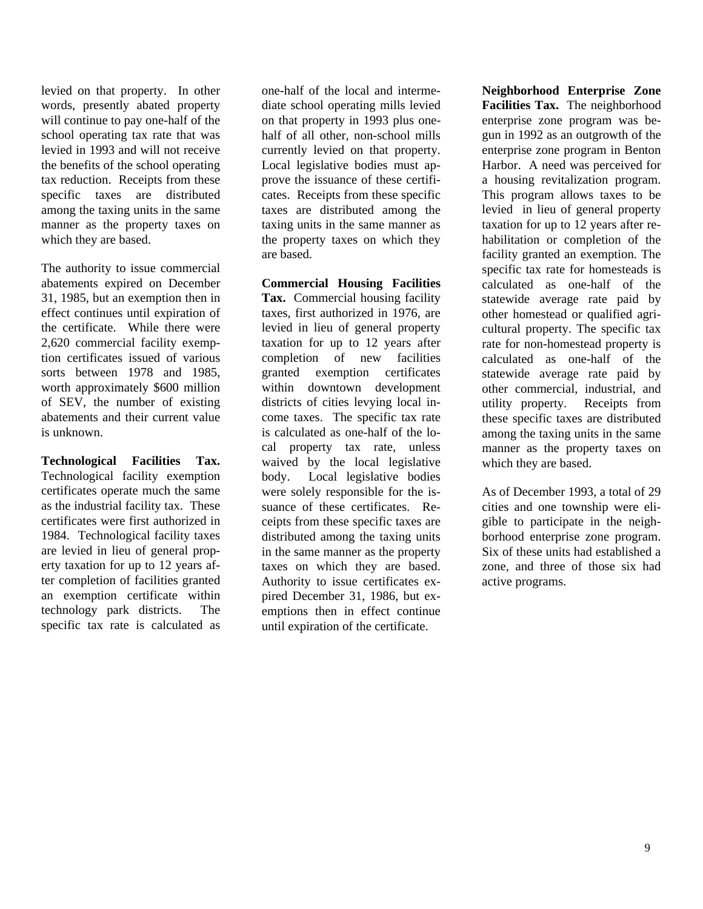levied on that property. In other words, presently abated property will continue to pay one-half of the school operating tax rate that was levied in 1993 and will not receive the benefits of the school operating tax reduction. Receipts from these specific taxes are distributed among the taxing units in the same manner as the property taxes on which they are based.

The authority to issue commercial abatements expired on December 31, 1985, but an exemption then in effect continues until expiration of the certificate. While there were 2,620 commercial facility exemption certificates issued of various sorts between 1978 and 1985, worth approximately $600 million of SEV, the number of existing abatements and their current value is unknown.

**Technological Facilities Tax.** Technological facility exemption certificates operate much the same as the industrial facility tax. These certificates were first authorized in 1984. Technological facility taxes are levied in lieu of general property taxation for up to 12 years after completion of facilities granted an exemption certificate within technology park districts. The specific tax rate is calculated as one-half of the local and intermediate school operating mills levied on that property in 1993 plus one-half of all other, non-school mills currently levied on that property. Local legislative bodies must approve the issuance of these certificates. Receipts from these specific taxes are distributed among the taxing units in the same manner as the property taxes on which they are based.

**Commercial Housing Facilities Tax.** Commercial housing facility taxes, first authorized in 1976, are levied in lieu of general property taxation for up to 12 years after completion of new facilities granted exemption certificates within downtown development districts of cities levying local income taxes. The specific tax rate is calculated as one-half of the local property tax rate, unless waived by the local legislative body. Local legislative bodies were solely responsible for the issuance of these certificates. Receipts from these specific taxes are distributed among the taxing units in the same manner as the property taxes on which they are based. Authority to issue certificates expired December 31, 1986, but exemptions then in effect continue until expiration of the certificate.

**Neighborhood Enterprise Zone Facilities Tax.** The neighborhood enterprise zone program was begun in 1992 as an outgrowth of the enterprise zone program in Benton Harbor. A need was perceived for a housing revitalization program. This program allows taxes to be levied in lieu of general property taxation for up to 12 years after rehabilitation or completion of the facility granted an exemption. The specific tax rate for homesteads is calculated as one-half of the statewide average rate paid by other homestead or qualified agricultural property. The specific tax rate for non-homestead property is calculated as one-half of the statewide average rate paid by other commercial, industrial, and utility property. Receipts from these specific taxes are distributed among the taxing units in the same manner as the property taxes on which they are based.

As of December 1993, a total of 29 cities and one township were eligible to participate in the neighborhood enterprise zone program. Six of these units had established a zone, and three of those six had active programs.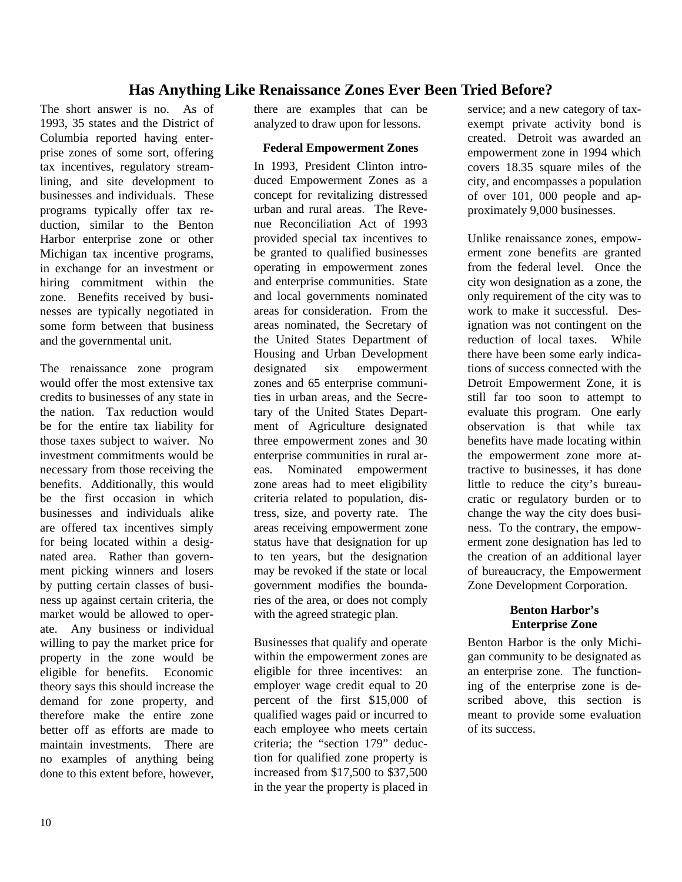## Has Anything Like Renaissance Zones Ever Been Tried Before?

The short answer is no. As of 1993, 35 states and the District of Columbia reported having enterprise zones of some sort, offering tax incentives, regulatory streamlining, and site development to businesses and individuals. These programs typically offer tax reduction, similar to the Benton Harbor enterprise zone or other Michigan tax incentive programs, in exchange for an investment or hiring commitment within the zone. Benefits received by businesses are typically negotiated in some form between that business and the governmental unit.

The renaissance zone program would offer the most extensive tax credits to businesses of any state in the nation. Tax reduction would be for the entire tax liability for those taxes subject to waiver. No investment commitments would be necessary from those receiving the benefits. Additionally, this would be the first occasion in which businesses and individuals alike are offered tax incentives simply for being located within a designated area. Rather than government picking winners and losers by putting certain classes of business up against certain criteria, the market would be allowed to operate. Any business or individual willing to pay the market price for property in the zone would be eligible for benefits. Economic theory says this should increase the demand for zone property, and therefore make the entire zone better off as efforts are made to maintain investments. There are no examples of anything being done to this extent before, however, there are examples that can be analyzed to draw upon for lessons.

### Federal Empowerment Zones

In 1993, President Clinton introduced Empowerment Zones as a concept for revitalizing distressed urban and rural areas. The Revenue Reconciliation Act of 1993 provided special tax incentives to be granted to qualified businesses operating in empowerment zones and enterprise communities. State and local governments nominated areas for consideration. From the areas nominated, the Secretary of the United States Department of Housing and Urban Development designated six empowerment zones and 65 enterprise communities in urban areas, and the Secretary of the United States Department of Agriculture designated three empowerment zones and 30 enterprise communities in rural areas. Nominated empowerment zone areas had to meet eligibility criteria related to population, distress, size, and poverty rate. The areas receiving empowerment zone status have that designation for up to ten years, but the designation may be revoked if the state or local government modifies the boundaries of the area, or does not comply with the agreed strategic plan.

Businesses that qualify and operate within the empowerment zones are eligible for three incentives: an employer wage credit equal to 20 percent of the first $15,000 of qualified wages paid or incurred to each employee who meets certain criteria; the "section 179" deduction for qualified zone property is increased from $17,500 to $37,500 in the year the property is placed in service; and a new category of tax-exempt private activity bond is created. Detroit was awarded an empowerment zone in 1994 which covers 18.35 square miles of the city, and encompasses a population of over 101, 000 people and approximately 9,000 businesses.

Unlike renaissance zones, empowerment zone benefits are granted from the federal level. Once the city won designation as a zone, the only requirement of the city was to work to make it successful. Designation was not contingent on the reduction of local taxes. While there have been some early indications of success connected with the Detroit Empowerment Zone, it is still far too soon to attempt to evaluate this program. One early observation is that while tax benefits have made locating within the empowerment zone more attractive to businesses, it has done little to reduce the city's bureaucratic or regulatory burden or to change the way the city does business. To the contrary, the empowerment zone designation has led to the creation of an additional layer of bureaucracy, the Empowerment Zone Development Corporation.

### Benton Harbor's Enterprise Zone

Benton Harbor is the only Michigan community to be designated as an enterprise zone. The functioning of the enterprise zone is described above, this section is meant to provide some evaluation of its success.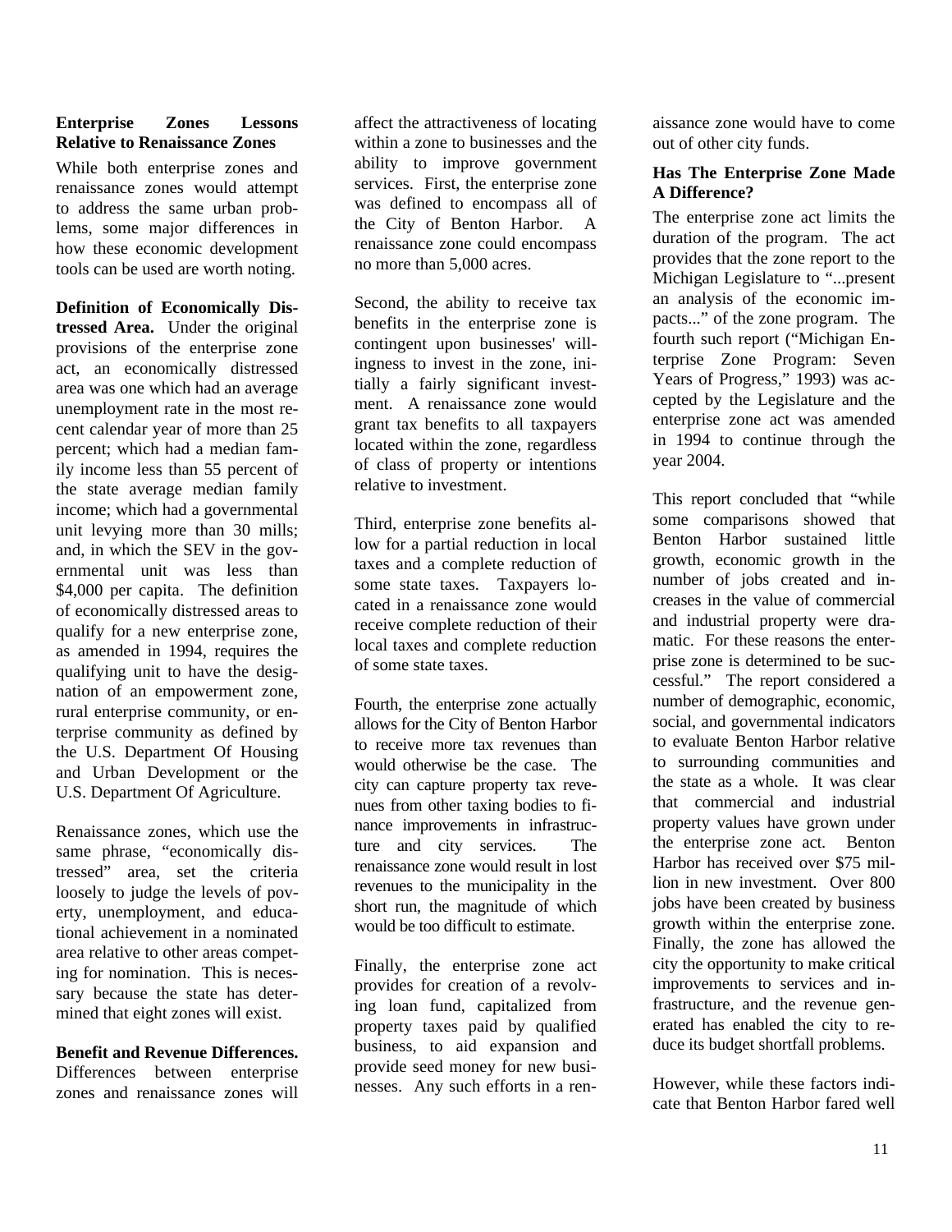**Enterprise Zones Lessons Relative to Renaissance Zones**

While both enterprise zones and renaissance zones would attempt to address the same urban problems, some major differences in how these economic development tools can be used are worth noting.

**Definition of Economically Distressed Area.** Under the original provisions of the enterprise zone act, an economically distressed area was one which had an average unemployment rate in the most recent calendar year of more than 25 percent; which had a median family income less than 55 percent of the state average median family income; which had a governmental unit levying more than 30 mills; and, in which the SEV in the governmental unit was less than $4,000 per capita. The definition of economically distressed areas to qualify for a new enterprise zone, as amended in 1994, requires the qualifying unit to have the designation of an empowerment zone, rural enterprise community, or enterprise community as defined by the U.S. Department Of Housing and Urban Development or the U.S. Department Of Agriculture.

Renaissance zones, which use the same phrase, "economically distressed" area, set the criteria loosely to judge the levels of poverty, unemployment, and educational achievement in a nominated area relative to other areas competing for nomination. This is necessary because the state has determined that eight zones will exist.

**Benefit and Revenue Differences.** Differences between enterprise zones and renaissance zones will affect the attractiveness of locating within a zone to businesses and the ability to improve government services. First, the enterprise zone was defined to encompass all of the City of Benton Harbor. A renaissance zone could encompass no more than 5,000 acres.

Second, the ability to receive tax benefits in the enterprise zone is contingent upon businesses' willingness to invest in the zone, initially a fairly significant investment. A renaissance zone would grant tax benefits to all taxpayers located within the zone, regardless of class of property or intentions relative to investment.

Third, enterprise zone benefits allow for a partial reduction in local taxes and a complete reduction of some state taxes. Taxpayers located in a renaissance zone would receive complete reduction of their local taxes and complete reduction of some state taxes.

Fourth, the enterprise zone actually allows for the City of Benton Harbor to receive more tax revenues than would otherwise be the case. The city can capture property tax revenues from other taxing bodies to finance improvements in infrastructure and city services. The renaissance zone would result in lost revenues to the municipality in the short run, the magnitude of which would be too difficult to estimate.

Finally, the enterprise zone act provides for creation of a revolving loan fund, capitalized from property taxes paid by qualified business, to aid expansion and provide seed money for new businesses. Any such efforts in a renaissance zone would have to come out of other city funds.

**Has The Enterprise Zone Made A Difference?**

The enterprise zone act limits the duration of the program. The act provides that the zone report to the Michigan Legislature to "...present an analysis of the economic impacts..." of the zone program. The fourth such report ("Michigan Enterprise Zone Program: Seven Years of Progress," 1993) was accepted by the Legislature and the enterprise zone act was amended in 1994 to continue through the year 2004.

This report concluded that "while some comparisons showed that Benton Harbor sustained little growth, economic growth in the number of jobs created and increases in the value of commercial and industrial property were dramatic. For these reasons the enterprise zone is determined to be successful." The report considered a number of demographic, economic, social, and governmental indicators to evaluate Benton Harbor relative to surrounding communities and the state as a whole. It was clear that commercial and industrial property values have grown under the enterprise zone act. Benton Harbor has received over $75 million in new investment. Over 800 jobs have been created by business growth within the enterprise zone. Finally, the zone has allowed the city the opportunity to make critical improvements to services and infrastructure, and the revenue generated has enabled the city to reduce its budget shortfall problems.

However, while these factors indicate that Benton Harbor fared well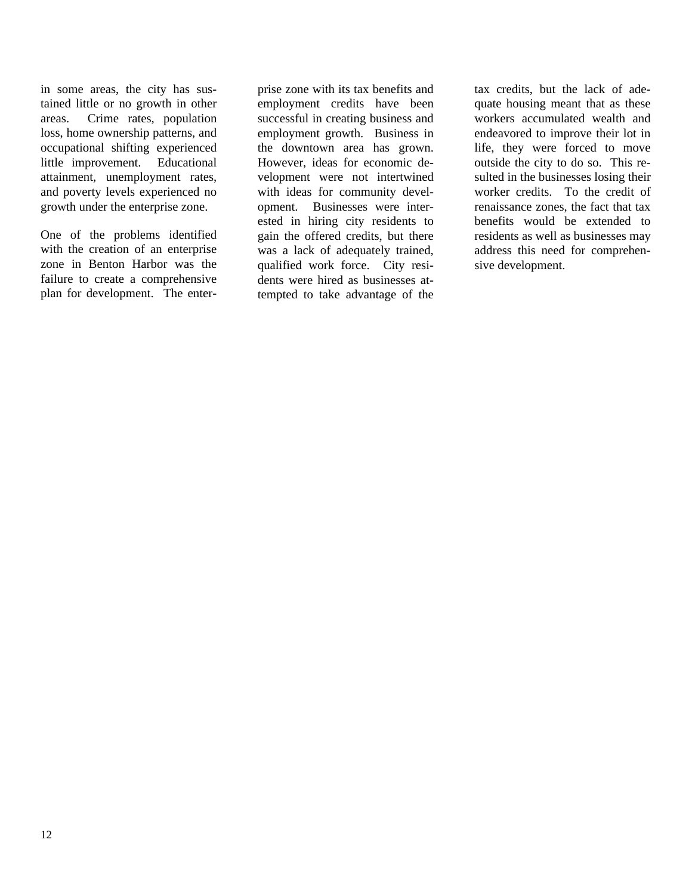in some areas, the city has sustained little or no growth in other areas. Crime rates, population loss, home ownership patterns, and occupational shifting experienced little improvement. Educational attainment, unemployment rates, and poverty levels experienced no growth under the enterprise zone.

One of the problems identified with the creation of an enterprise zone in Benton Harbor was the failure to create a comprehensive plan for development. The enterprise zone with its tax benefits and employment credits have been successful in creating business and employment growth. Business in the downtown area has grown. However, ideas for economic development were not intertwined with ideas for community development. Businesses were interested in hiring city residents to gain the offered credits, but there was a lack of adequately trained, qualified work force. City residents were hired as businesses attempted to take advantage of the tax credits, but the lack of adequate housing meant that as these workers accumulated wealth and endeavored to improve their lot in life, they were forced to move outside the city to do so. This resulted in the businesses losing their worker credits. To the credit of renaissance zones, the fact that tax benefits would be extended to residents as well as businesses may address this need for comprehensive development.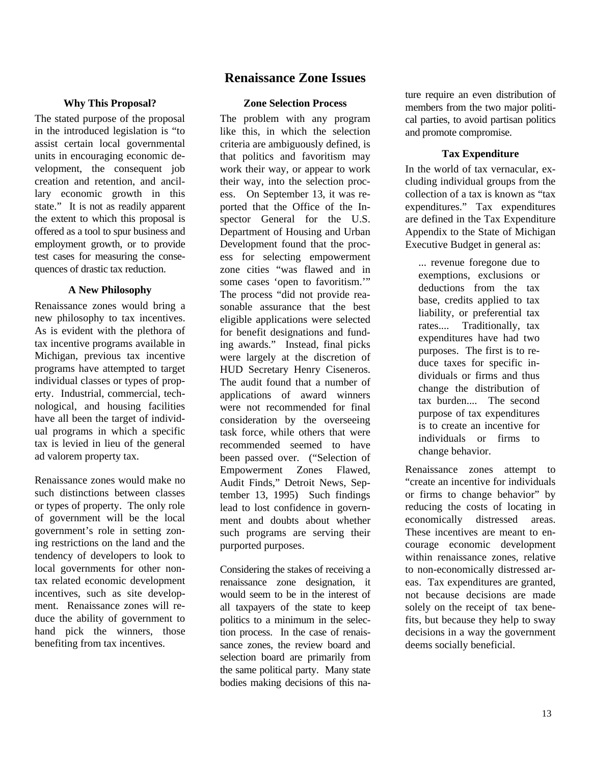# Renaissance Zone Issues

### Why This Proposal?

The stated purpose of the proposal in the introduced legislation is "to assist certain local governmental units in encouraging economic development, the consequent job creation and retention, and ancillary economic growth in this state." It is not as readily apparent the extent to which this proposal is offered as a tool to spur business and employment growth, or to provide test cases for measuring the consequences of drastic tax reduction.

### A New Philosophy

Renaissance zones would bring a new philosophy to tax incentives. As is evident with the plethora of tax incentive programs available in Michigan, previous tax incentive programs have attempted to target individual classes or types of property. Industrial, commercial, technological, and housing facilities have all been the target of individual programs in which a specific tax is levied in lieu of the general ad valorem property tax.

Renaissance zones would make no such distinctions between classes or types of property. The only role of government will be the local government's role in setting zoning restrictions on the land and the tendency of developers to look to local governments for other non-tax related economic development incentives, such as site development. Renaissance zones will reduce the ability of government to hand pick the winners, those benefiting from tax incentives.

### Zone Selection Process

The problem with any program like this, in which the selection criteria are ambiguously defined, is that politics and favoritism may work their way, or appear to work their way, into the selection process. On September 13, it was reported that the Office of the Inspector General for the U.S. Department of Housing and Urban Development found that the process for selecting empowerment zone cities "was flawed and in some cases 'open to favoritism.'" The process "did not provide reasonable assurance that the best eligible applications were selected for benefit designations and funding awards." Instead, final picks were largely at the discretion of HUD Secretary Henry Ciseneros. The audit found that a number of applications of award winners were not recommended for final consideration by the overseeing task force, while others that were recommended seemed to have been passed over. ("Selection of Empowerment Zones Flawed, Audit Finds," Detroit News, September 13, 1995) Such findings lead to lost confidence in government and doubts about whether such programs are serving their purported purposes.

Considering the stakes of receiving a renaissance zone designation, it would seem to be in the interest of all taxpayers of the state to keep politics to a minimum in the selection process. In the case of renaissance zones, the review board and selection board are primarily from the same political party. Many state bodies making decisions of this nature require an even distribution of members from the two major political parties, to avoid partisan politics and promote compromise.

### Tax Expenditure

In the world of tax vernacular, excluding individual groups from the collection of a tax is known as "tax expenditures." Tax expenditures are defined in the Tax Expenditure Appendix to the State of Michigan Executive Budget in general as:

> ... revenue foregone due to exemptions, exclusions or deductions from the tax base, credits applied to tax liability, or preferential tax rates.... Traditionally, tax expenditures have had two purposes. The first is to reduce taxes for specific individuals or firms and thus change the distribution of tax burden.... The second purpose of tax expenditures is to create an incentive for individuals or firms to change behavior.

Renaissance zones attempt to "create an incentive for individuals or firms to change behavior" by reducing the costs of locating in economically distressed areas. These incentives are meant to encourage economic development within renaissance zones, relative to non-economically distressed areas. Tax expenditures are granted, not because decisions are made solely on the receipt of tax benefits, but because they help to sway decisions in a way the government deems socially beneficial.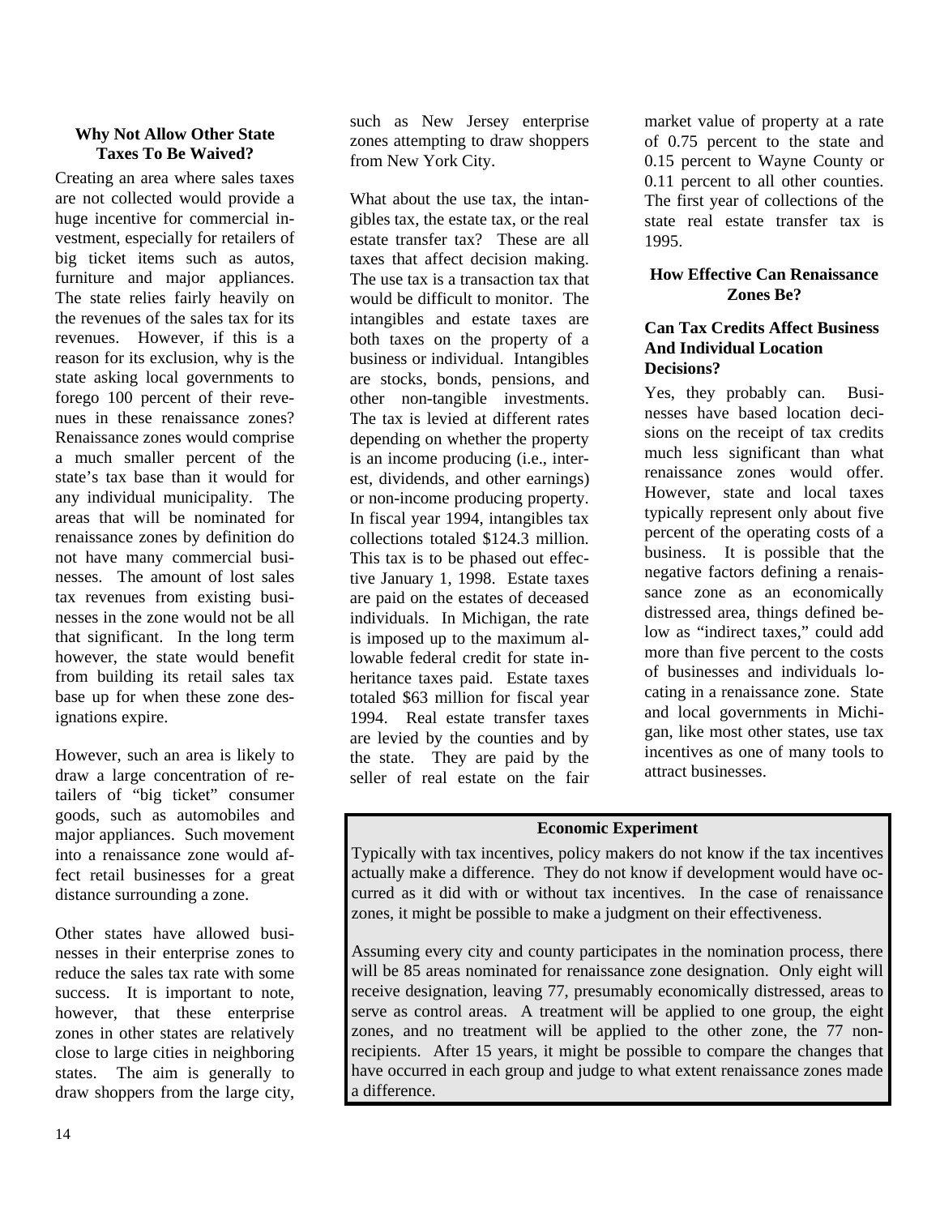### Why Not Allow Other State Taxes To Be Waived?

Creating an area where sales taxes are not collected would provide a huge incentive for commercial investment, especially for retailers of big ticket items such as autos, furniture and major appliances. The state relies fairly heavily on the revenues of the sales tax for its revenues. However, if this is a reason for its exclusion, why is the state asking local governments to forego 100 percent of their revenues in these renaissance zones? Renaissance zones would comprise a much smaller percent of the state's tax base than it would for any individual municipality. The areas that will be nominated for renaissance zones by definition do not have many commercial businesses. The amount of lost sales tax revenues from existing businesses in the zone would not be all that significant. In the long term however, the state would benefit from building its retail sales tax base up for when these zone designations expire.

However, such an area is likely to draw a large concentration of retailers of "big ticket" consumer goods, such as automobiles and major appliances. Such movement into a renaissance zone would affect retail businesses for a great distance surrounding a zone.

Other states have allowed businesses in their enterprise zones to reduce the sales tax rate with some success. It is important to note, however, that these enterprise zones in other states are relatively close to large cities in neighboring states. The aim is generally to draw shoppers from the large city, such as New Jersey enterprise zones attempting to draw shoppers from New York City.

What about the use tax, the intangibles tax, the estate tax, or the real estate transfer tax? These are all taxes that affect decision making. The use tax is a transaction tax that would be difficult to monitor. The intangibles and estate taxes are both taxes on the property of a business or individual. Intangibles are stocks, bonds, pensions, and other non-tangible investments. The tax is levied at different rates depending on whether the property is an income producing (i.e., interest, dividends, and other earnings) or non-income producing property. In fiscal year 1994, intangibles tax collections totaled $124.3 million. This tax is to be phased out effective January 1, 1998. Estate taxes are paid on the estates of deceased individuals. In Michigan, the rate is imposed up to the maximum allowable federal credit for state inheritance taxes paid. Estate taxes totaled $63 million for fiscal year 1994. Real estate transfer taxes are levied by the counties and by the state. They are paid by the seller of real estate on the fair market value of property at a rate of 0.75 percent to the state and 0.15 percent to Wayne County or 0.11 percent to all other counties. The first year of collections of the state real estate transfer tax is 1995.

### How Effective Can Renaissance Zones Be?

#### Can Tax Credits Affect Business And Individual Location Decisions?

Yes, they probably can. Businesses have based location decisions on the receipt of tax credits much less significant than what renaissance zones would offer. However, state and local taxes typically represent only about five percent of the operating costs of a business. It is possible that the negative factors defining a renaissance zone as an economically distressed area, things defined below as "indirect taxes," could add more than five percent to the costs of businesses and individuals locating in a renaissance zone. State and local governments in Michigan, like most other states, use tax incentives as one of many tools to attract businesses.

**Economic Experiment**

Typically with tax incentives, policy makers do not know if the tax incentives actually make a difference. They do not know if development would have occurred as it did with or without tax incentives. In the case of renaissance zones, it might be possible to make a judgment on their effectiveness.

Assuming every city and county participates in the nomination process, there will be 85 areas nominated for renaissance zone designation. Only eight will receive designation, leaving 77, presumably economically distressed, areas to serve as control areas. A treatment will be applied to one group, the eight zones, and no treatment will be applied to the other zone, the 77 non-recipients. After 15 years, it might be possible to compare the changes that have occurred in each group and judge to what extent renaissance zones made a difference.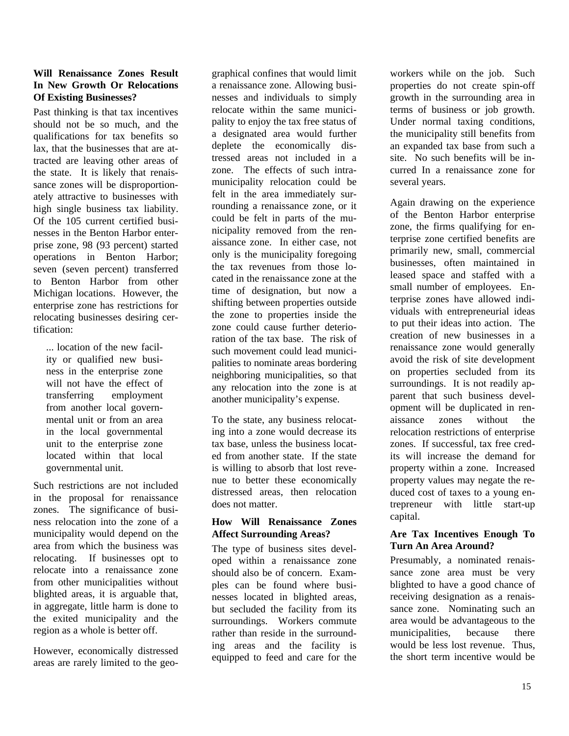**Will Renaissance Zones Result In New Growth Or Relocations Of Existing Businesses?**

Past thinking is that tax incentives should not be so much, and the qualifications for tax benefits so lax, that the businesses that are attracted are leaving other areas of the state. It is likely that renaissance zones will be disproportionately attractive to businesses with high single business tax liability. Of the 105 current certified businesses in the Benton Harbor enterprise zone, 98 (93 percent) started operations in Benton Harbor; seven (seven percent) transferred to Benton Harbor from other Michigan locations. However, the enterprise zone has restrictions for relocating businesses desiring certification:

> ... location of the new facility or qualified new business in the enterprise zone will not have the effect of transferring employment from another local governmental unit or from an area in the local governmental unit to the enterprise zone located within that local governmental unit.

Such restrictions are not included in the proposal for renaissance zones. The significance of business relocation into the zone of a municipality would depend on the area from which the business was relocating. If businesses opt to relocate into a renaissance zone from other municipalities without blighted areas, it is arguable that, in aggregate, little harm is done to the exited municipality and the region as a whole is better off.

However, economically distressed areas are rarely limited to the geographical confines that would limit a renaissance zone. Allowing businesses and individuals to simply relocate within the same municipality to enjoy the tax free status of a designated area would further deplete the economically distressed areas not included in a zone. The effects of such intra-municipality relocation could be felt in the area immediately surrounding a renaissance zone, or it could be felt in parts of the municipality removed from the renaissance zone. In either case, not only is the municipality foregoing the tax revenues from those located in the renaissance zone at the time of designation, but now a shifting between properties outside the zone to properties inside the zone could cause further deterioration of the tax base. The risk of such movement could lead municipalities to nominate areas bordering neighboring municipalities, so that any relocation into the zone is at another municipality's expense.

To the state, any business relocating into a zone would decrease its tax base, unless the business located from another state. If the state is willing to absorb that lost revenue to better these economically distressed areas, then relocation does not matter.

**How Will Renaissance Zones Affect Surrounding Areas?**

The type of business sites developed within a renaissance zone should also be of concern. Examples can be found where businesses located in blighted areas, but secluded the facility from its surroundings. Workers commute rather than reside in the surrounding areas and the facility is equipped to feed and care for the workers while on the job. Such properties do not create spin-off growth in the surrounding area in terms of business or job growth. Under normal taxing conditions, the municipality still benefits from an expanded tax base from such a site. No such benefits will be incurred In a renaissance zone for several years.

Again drawing on the experience of the Benton Harbor enterprise zone, the firms qualifying for enterprise zone certified benefits are primarily new, small, commercial businesses, often maintained in leased space and staffed with a small number of employees. Enterprise zones have allowed individuals with entrepreneurial ideas to put their ideas into action. The creation of new businesses in a renaissance zone would generally avoid the risk of site development on properties secluded from its surroundings. It is not readily apparent that such business development will be duplicated in renaissance zones without the relocation restrictions of enterprise zones. If successful, tax free credits will increase the demand for property within a zone. Increased property values may negate the reduced cost of taxes to a young entrepreneur with little start-up capital.

**Are Tax Incentives Enough To Turn An Area Around?**

Presumably, a nominated renaissance zone area must be very blighted to have a good chance of receiving designation as a renaissance zone. Nominating such an area would be advantageous to the municipalities, because there would be less lost revenue. Thus, the short term incentive would be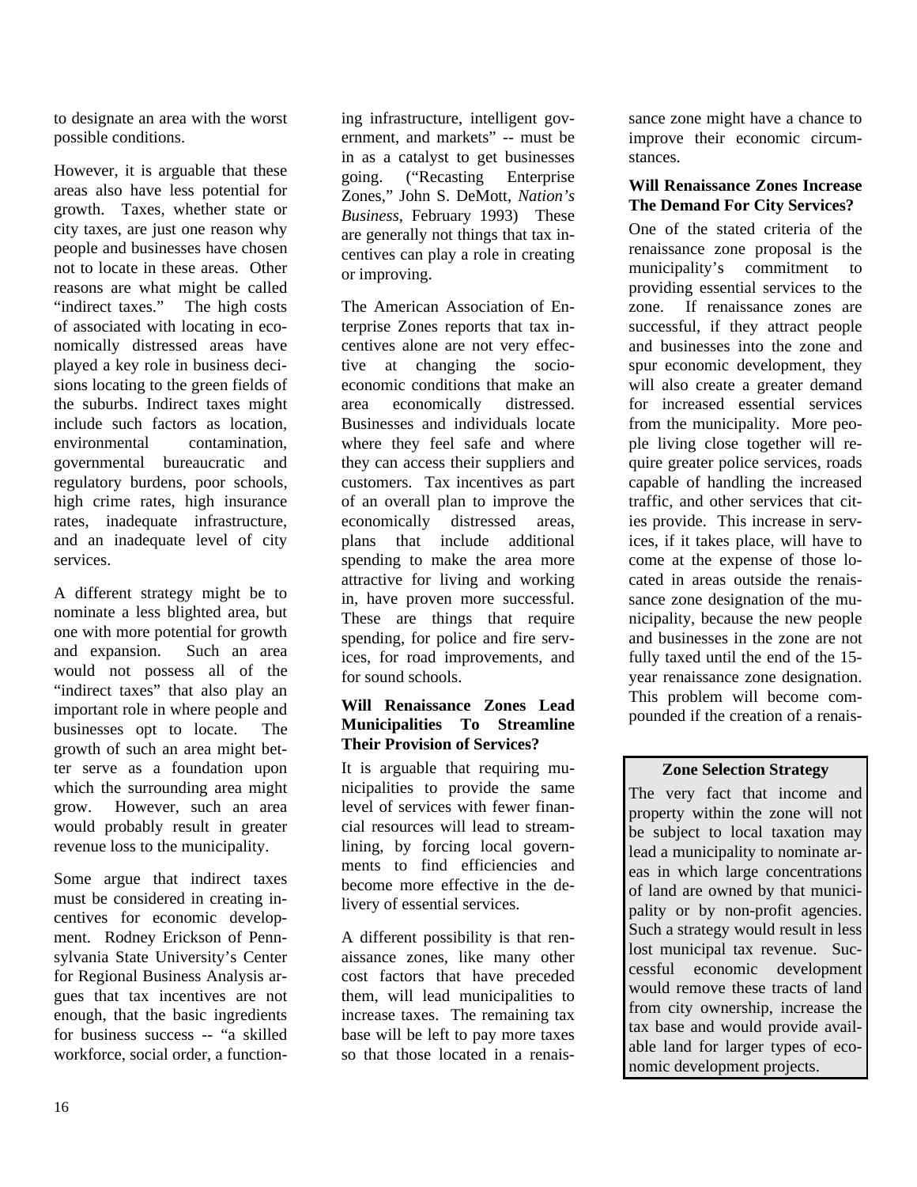to designate an area with the worst possible conditions.

However, it is arguable that these areas also have less potential for growth. Taxes, whether state or city taxes, are just one reason why people and businesses have chosen not to locate in these areas. Other reasons are what might be called "indirect taxes." The high costs of associated with locating in economically distressed areas have played a key role in business decisions locating to the green fields of the suburbs. Indirect taxes might include such factors as location, environmental contamination, governmental bureaucratic and regulatory burdens, poor schools, high crime rates, high insurance rates, inadequate infrastructure, and an inadequate level of city services.

A different strategy might be to nominate a less blighted area, but one with more potential for growth and expansion. Such an area would not possess all of the "indirect taxes" that also play an important role in where people and businesses opt to locate. The growth of such an area might better serve as a foundation upon which the surrounding area might grow. However, such an area would probably result in greater revenue loss to the municipality.

Some argue that indirect taxes must be considered in creating incentives for economic development. Rodney Erickson of Pennsylvania State University's Center for Regional Business Analysis argues that tax incentives are not enough, that the basic ingredients for business success -- "a skilled workforce, social order, a functioning infrastructure, intelligent government, and markets" -- must be in as a catalyst to get businesses going. ("Recasting Enterprise Zones," John S. DeMott, *Nation's Business*, February 1993) These are generally not things that tax incentives can play a role in creating or improving.

The American Association of Enterprise Zones reports that tax incentives alone are not very effective at changing the socio-economic conditions that make an area economically distressed. Businesses and individuals locate where they feel safe and where they can access their suppliers and customers. Tax incentives as part of an overall plan to improve the economically distressed areas, plans that include additional spending to make the area more attractive for living and working in, have proven more successful. These are things that require spending, for police and fire services, for road improvements, and for sound schools.

### Will Renaissance Zones Lead Municipalities To Streamline Their Provision of Services?

It is arguable that requiring municipalities to provide the same level of services with fewer financial resources will lead to streamlining, by forcing local governments to find efficiencies and become more effective in the delivery of essential services.

A different possibility is that renaissance zones, like many other cost factors that have preceded them, will lead municipalities to increase taxes. The remaining tax base will be left to pay more taxes so that those located in a renaissance zone might have a chance to improve their economic circumstances.

### Will Renaissance Zones Increase The Demand For City Services?

One of the stated criteria of the renaissance zone proposal is the municipality's commitment to providing essential services to the zone. If renaissance zones are successful, if they attract people and businesses into the zone and spur economic development, they will also create a greater demand for increased essential services from the municipality. More people living close together will require greater police services, roads capable of handling the increased traffic, and other services that cities provide. This increase in services, if it takes place, will have to come at the expense of those located in areas outside the renaissance zone designation of the municipality, because the new people and businesses in the zone are not fully taxed until the end of the 15-year renaissance zone designation. This problem will become compounded if the creation of a renais-

> **Zone Selection Strategy**
>
> The very fact that income and property within the zone will not be subject to local taxation may lead a municipality to nominate areas in which large concentrations of land are owned by that municipality or by non-profit agencies. Such a strategy would result in less lost municipal tax revenue. Successful economic development would remove these tracts of land from city ownership, increase the tax base and would provide available land for larger types of economic development projects.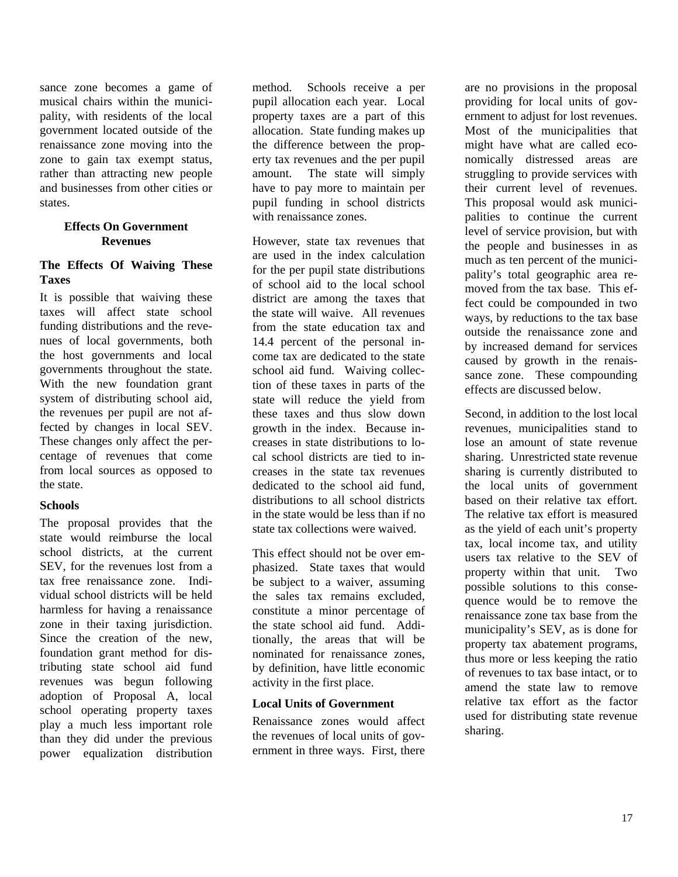sance zone becomes a game of musical chairs within the municipality, with residents of the local government located outside of the renaissance zone moving into the zone to gain tax exempt status, rather than attracting new people and businesses from other cities or states.

## Effects On Government Revenues

### The Effects Of Waiving These Taxes

It is possible that waiving these taxes will affect state school funding distributions and the revenues of local governments, both the host governments and local governments throughout the state. With the new foundation grant system of distributing school aid, the revenues per pupil are not affected by changes in local SEV. These changes only affect the percentage of revenues that come from local sources as opposed to the state.

### Schools

The proposal provides that the state would reimburse the local school districts, at the current SEV, for the revenues lost from a tax free renaissance zone. Individual school districts will be held harmless for having a renaissance zone in their taxing jurisdiction. Since the creation of the new, foundation grant method for distributing state school aid fund revenues was begun following adoption of Proposal A, local school operating property taxes play a much less important role than they did under the previous power equalization distribution method. Schools receive a per pupil allocation each year. Local property taxes are a part of this allocation. State funding makes up the difference between the property tax revenues and the per pupil amount. The state will simply have to pay more to maintain per pupil funding in school districts with renaissance zones.

However, state tax revenues that are used in the index calculation for the per pupil state distributions of school aid to the local school district are among the taxes that the state will waive. All revenues from the state education tax and 14.4 percent of the personal income tax are dedicated to the state school aid fund. Waiving collection of these taxes in parts of the state will reduce the yield from these taxes and thus slow down growth in the index. Because increases in state distributions to local school districts are tied to increases in the state tax revenues dedicated to the school aid fund, distributions to all school districts in the state would be less than if no state tax collections were waived.

This effect should not be over emphasized. State taxes that would be subject to a waiver, assuming the sales tax remains excluded, constitute a minor percentage of the state school aid fund. Additionally, the areas that will be nominated for renaissance zones, by definition, have little economic activity in the first place.

### Local Units of Government

Renaissance zones would affect the revenues of local units of government in three ways. First, there are no provisions in the proposal providing for local units of government to adjust for lost revenues. Most of the municipalities that might have what are called economically distressed areas are struggling to provide services with their current level of revenues. This proposal would ask municipalities to continue the current level of service provision, but with the people and businesses in as much as ten percent of the municipality's total geographic area removed from the tax base. This effect could be compounded in two ways, by reductions to the tax base outside the renaissance zone and by increased demand for services caused by growth in the renaissance zone. These compounding effects are discussed below.

Second, in addition to the lost local revenues, municipalities stand to lose an amount of state revenue sharing. Unrestricted state revenue sharing is currently distributed to the local units of government based on their relative tax effort. The relative tax effort is measured as the yield of each unit's property tax, local income tax, and utility users tax relative to the SEV of property within that unit. Two possible solutions to this consequence would be to remove the renaissance zone tax base from the municipality's SEV, as is done for property tax abatement programs, thus more or less keeping the ratio of revenues to tax base intact, or to amend the state law to remove relative tax effort as the factor used for distributing state revenue sharing.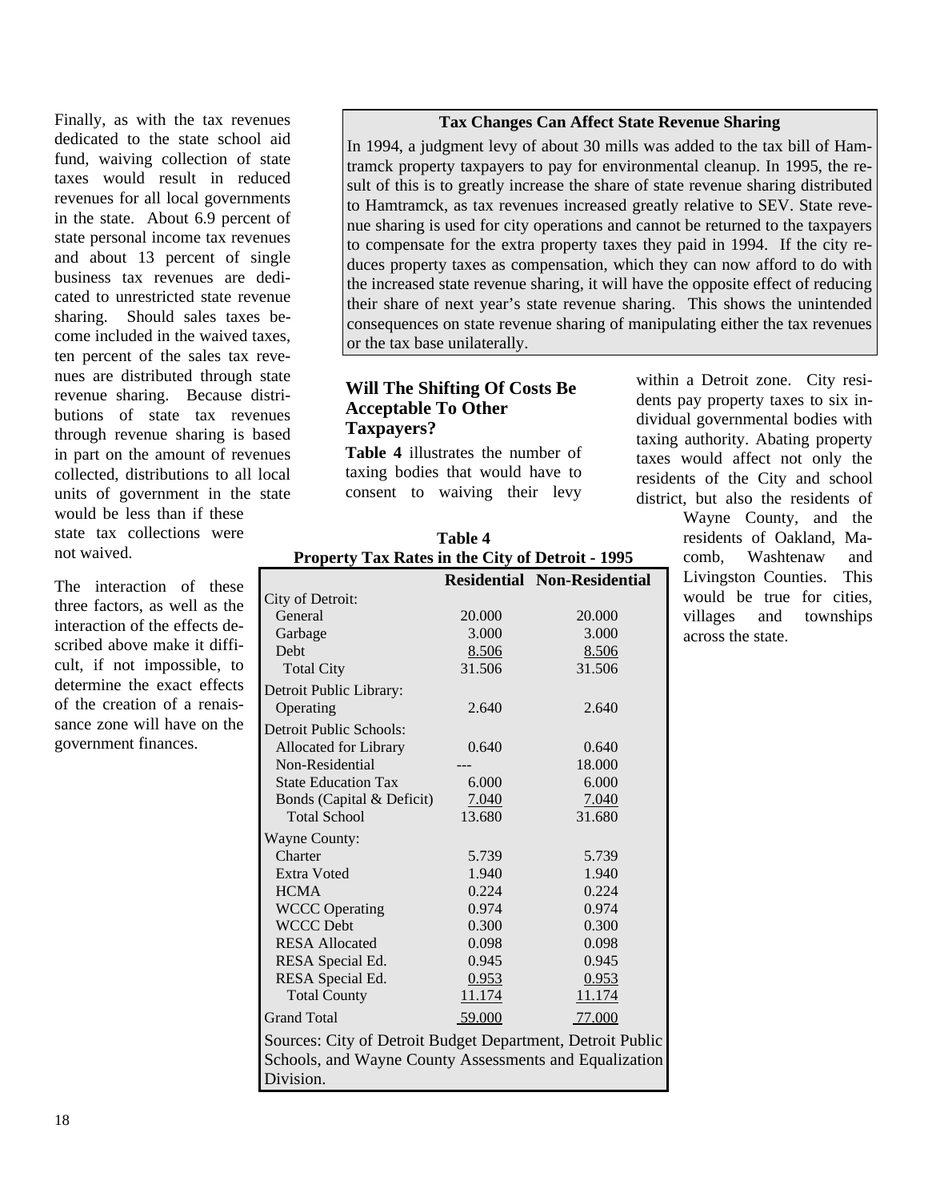Finally, as with the tax revenues dedicated to the state school aid fund, waiving collection of state taxes would result in reduced revenues for all local governments in the state. About 6.9 percent of state personal income tax revenues and about 13 percent of single business tax revenues are dedicated to unrestricted state revenue sharing. Should sales taxes become included in the waived taxes, ten percent of the sales tax revenues are distributed through state revenue sharing. Because distributions of state tax revenues through revenue sharing is based in part on the amount of revenues collected, distributions to all local units of government in the state would be less than if these state tax collections were not waived.

The interaction of these three factors, as well as the interaction of the effects described above make it difficult, if not impossible, to determine the exact effects of the creation of a renaissance zone will have on the government finances.

**Tax Changes Can Affect State Revenue Sharing**

In 1994, a judgment levy of about 30 mills was added to the tax bill of Hamtramck property taxpayers to pay for environmental cleanup. In 1995, the result of this is to greatly increase the share of state revenue sharing distributed to Hamtramck, as tax revenues increased greatly relative to SEV. State revenue sharing is used for city operations and cannot be returned to the taxpayers to compensate for the extra property taxes they paid in 1994. If the city reduces property taxes as compensation, which they can now afford to do with the increased state revenue sharing, it will have the opposite effect of reducing their share of next year's state revenue sharing. This shows the unintended consequences on state revenue sharing of manipulating either the tax revenues or the tax base unilaterally.

### Will The Shifting Of Costs Be Acceptable To Other Taxpayers?

**Table 4** illustrates the number of taxing bodies that would have to consent to waiving their levy within a Detroit zone. City residents pay property taxes to six individual governmental bodies with taxing authority. Abating property taxes would affect not only the residents of the City and school district, but also the residents of Wayne County, and the residents of Oakland, Macomb, Washtenaw and Livingston Counties. This would be true for cities, villages and townships across the state.

**Table 4**
**Property Tax Rates in the City of Detroit - 1995**

| | Residential | Non-Residential |
|---|---|---|
| City of Detroit: | | |
| General | 20.000 | 20.000 |
| Garbage | 3.000 | 3.000 |
| Debt | 8.506 | 8.506 |
| Total City | 31.506 | 31.506 |
| Detroit Public Library: | | |
| Operating | 2.640 | 2.640 |
| Detroit Public Schools: | | |
| Allocated for Library | 0.640 | 0.640 |
| Non-Residential | --- | 18.000 |
| State Education Tax | 6.000 | 6.000 |
| Bonds (Capital & Deficit) | 7.040 | 7.040 |
| Total School | 13.680 | 31.680 |
| Wayne County: | | |
| Charter | 5.739 | 5.739 |
| Extra Voted | 1.940 | 1.940 |
| HCMA | 0.224 | 0.224 |
| WCCC Operating | 0.974 | 0.974 |
| WCCC Debt | 0.300 | 0.300 |
| RESA Allocated | 0.098 | 0.098 |
| RESA Special Ed. | 0.945 | 0.945 |
| RESA Special Ed. | 0.953 | 0.953 |
| Total County | 11.174 | 11.174 |
| Grand Total | 59.000 | 77.000 |

Sources: City of Detroit Budget Department, Detroit Public Schools, and Wayne County Assessments and Equalization Division.